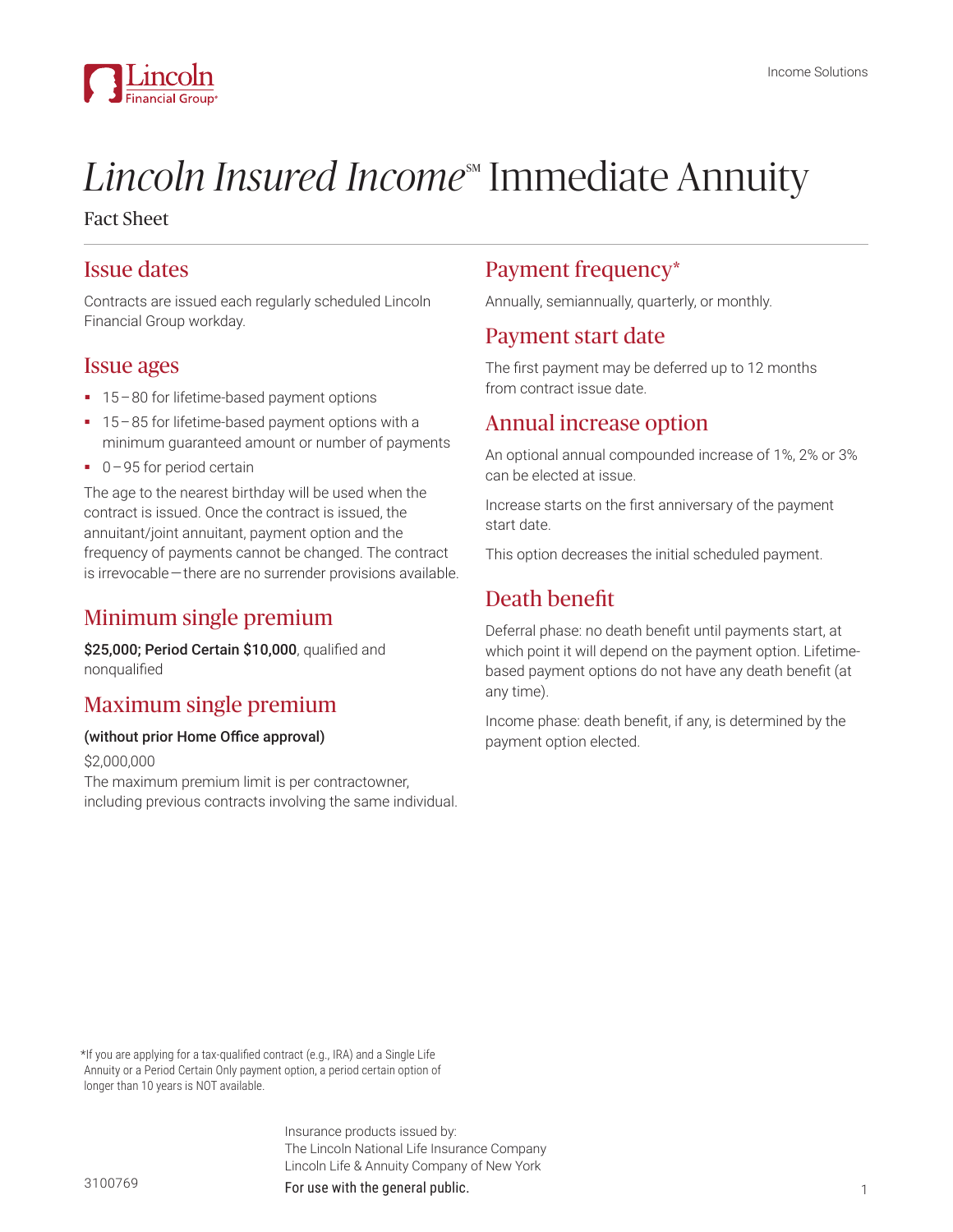# *Lincoln Insured Income*℠ Immediate Annuity

Fact Sheet

## Issue dates

Contracts are issued each regularly scheduled Lincoln Financial Group workday.

## Issue ages

- 15 – 80 for lifetime-based payment options
- 15 – 85 for lifetime-based payment options with a minimum guaranteed amount or number of payments
- 0 – 95 for period certain

The age to the nearest birthday will be used when the contract is issued. Once the contract is issued, the annuitant/joint annuitant, payment option and the frequency of payments cannot be changed. The contract is irrevocable — there are no surrender provisions available.

## Minimum single premium

**$25,000; Period Certain $10,000**, qualified and nonqualified

## Maximum single premium

**(without prior Home Office approval)**

$2,000,000

The maximum premium limit is per contractowner, including previous contracts involving the same individual.

## Payment frequency*

Annually, semiannually, quarterly, or monthly.

## Payment start date

The first payment may be deferred up to 12 months from contract issue date.

## Annual increase option

An optional annual compounded increase of 1%, 2% or 3% can be elected at issue.

Increase starts on the first anniversary of the payment start date.

This option decreases the initial scheduled payment.

## Death benefit

Deferral phase: no death benefit until payments start, at which point it will depend on the payment option. Lifetime-based payment options do not have any death benefit (at any time).

Income phase: death benefit, if any, is determined by the payment option elected.

*If you are applying for a tax-qualified contract (e.g., IRA) and a Single Life Annuity or a Period Certain Only payment option, a period certain option of longer than 10 years is NOT available.

Insurance products issued by:
The Lincoln National Life Insurance Company
Lincoln Life & Annuity Company of New York

3100769

For use with the general public.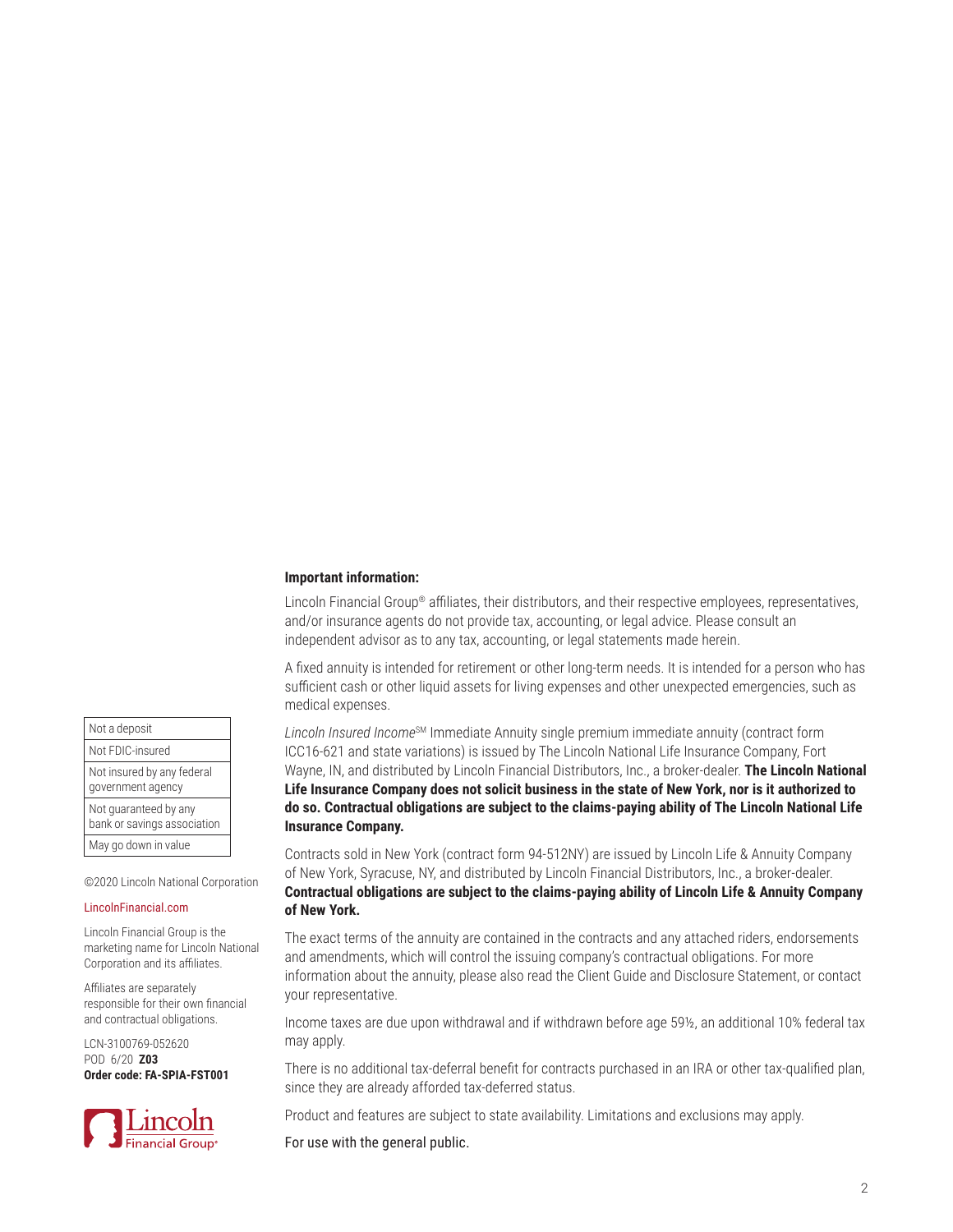**Important information:**

Lincoln Financial Group® affiliates, their distributors, and their respective employees, representatives, and/or insurance agents do not provide tax, accounting, or legal advice. Please consult an independent advisor as to any tax, accounting, or legal statements made herein.

A fixed annuity is intended for retirement or other long-term needs. It is intended for a person who has sufficient cash or other liquid assets for living expenses and other unexpected emergencies, such as medical expenses.

*Lincoln Insured Income*℠ Immediate Annuity single premium immediate annuity (contract form ICC16-621 and state variations) is issued by The Lincoln National Life Insurance Company, Fort Wayne, IN, and distributed by Lincoln Financial Distributors, Inc., a broker-dealer. **The Lincoln National Life Insurance Company does not solicit business in the state of New York, nor is it authorized to do so. Contractual obligations are subject to the claims-paying ability of The Lincoln National Life Insurance Company.**

Contracts sold in New York (contract form 94-512NY) are issued by Lincoln Life & Annuity Company of New York, Syracuse, NY, and distributed by Lincoln Financial Distributors, Inc., a broker-dealer. **Contractual obligations are subject to the claims-paying ability of Lincoln Life & Annuity Company of New York.**

The exact terms of the annuity are contained in the contracts and any attached riders, endorsements and amendments, which will control the issuing company's contractual obligations. For more information about the annuity, please also read the Client Guide and Disclosure Statement, or contact your representative.

Income taxes are due upon withdrawal and if withdrawn before age 59½, an additional 10% federal tax may apply.

There is no additional tax-deferral benefit for contracts purchased in an IRA or other tax-qualified plan, since they are already afforded tax-deferred status.

Product and features are subject to state availability. Limitations and exclusions may apply.

For use with the general public.

| |
|---|
| Not a deposit |
| Not FDIC-insured |
| Not insured by any federal government agency |
| Not guaranteed by any bank or savings association |
| May go down in value |

©2020 Lincoln National Corporation

LincolnFinancial.com

Lincoln Financial Group is the marketing name for Lincoln National Corporation and its affiliates.

Affiliates are separately responsible for their own financial and contractual obligations.

LCN-3100769-052620
POD 6/20 **Z03**
**Order code: FA-SPIA-FST001**

Lincoln Financial Group®